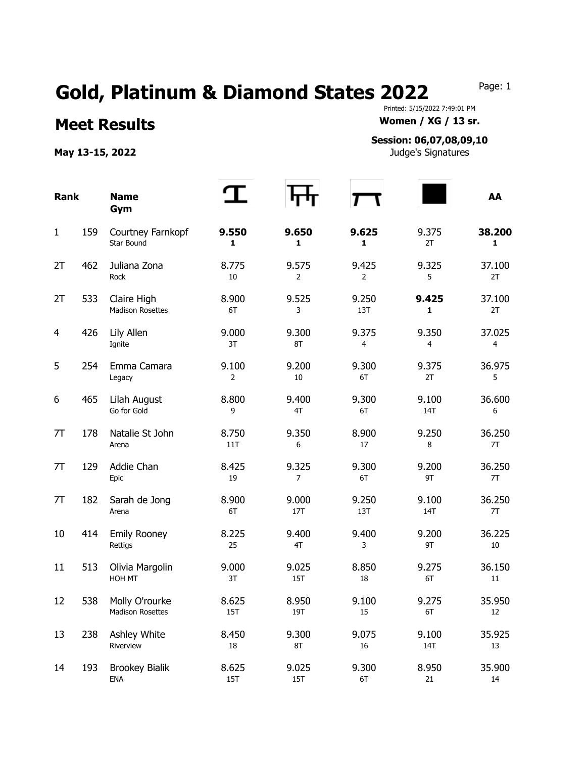# Gold, Platinum & Diamond States 2022

Printed: 5/15/2022 7:49:01 PM

## Meet Results

**Women / XG / 13 sr.**

**Session: 06,07,08,09,10**

**May 13-15, 2022**

Judge's Signatures

| Rank | | Name<br>Gym | Vault | Bars | Beam | Floor | AA |
|---|---|---|---|---|---|---|---|
| 1 | 159 | Courtney Farnkopf<br>Star Bound | **9.550**<br>**1** | **9.650**<br>**1** | **9.625**<br>**1** | 9.375<br>2T | **38.200**<br>**1** |
| 2T | 462 | Juliana Zona<br>Rock | 8.775<br>10 | 9.575<br>2 | 9.425<br>2 | 9.325<br>5 | 37.100<br>2T |
| 2T | 533 | Claire High<br>Madison Rosettes | 8.900<br>6T | 9.525<br>3 | 9.250<br>13T | **9.425**<br>**1** | 37.100<br>2T |
| 4 | 426 | Lily Allen<br>Ignite | 9.000<br>3T | 9.300<br>8T | 9.375<br>4 | 9.350<br>4 | 37.025<br>4 |
| 5 | 254 | Emma Camara<br>Legacy | 9.100<br>2 | 9.200<br>10 | 9.300<br>6T | 9.375<br>2T | 36.975<br>5 |
| 6 | 465 | Lilah August<br>Go for Gold | 8.800<br>9 | 9.400<br>4T | 9.300<br>6T | 9.100<br>14T | 36.600<br>6 |
| 7T | 178 | Natalie St John<br>Arena | 8.750<br>11T | 9.350<br>6 | 8.900<br>17 | 9.250<br>8 | 36.250<br>7T |
| 7T | 129 | Addie Chan<br>Epic | 8.425<br>19 | 9.325<br>7 | 9.300<br>6T | 9.200<br>9T | 36.250<br>7T |
| 7T | 182 | Sarah de Jong<br>Arena | 8.900<br>6T | 9.000<br>17T | 9.250<br>13T | 9.100<br>14T | 36.250<br>7T |
| 10 | 414 | Emily Rooney<br>Rettigs | 8.225<br>25 | 9.400<br>4T | 9.400<br>3 | 9.200<br>9T | 36.225<br>10 |
| 11 | 513 | Olivia Margolin<br>HOH MT | 9.000<br>3T | 9.025<br>15T | 8.850<br>18 | 9.275<br>6T | 36.150<br>11 |
| 12 | 538 | Molly O'rourke<br>Madison Rosettes | 8.625<br>15T | 8.950<br>19T | 9.100<br>15 | 9.275<br>6T | 35.950<br>12 |
| 13 | 238 | Ashley White<br>Riverview | 8.450<br>18 | 9.300<br>8T | 9.075<br>16 | 9.100<br>14T | 35.925<br>13 |
| 14 | 193 | Brookey Bialik<br>ENA | 8.625<br>15T | 9.025<br>15T | 9.300<br>6T | 8.950<br>21 | 35.900<br>14 |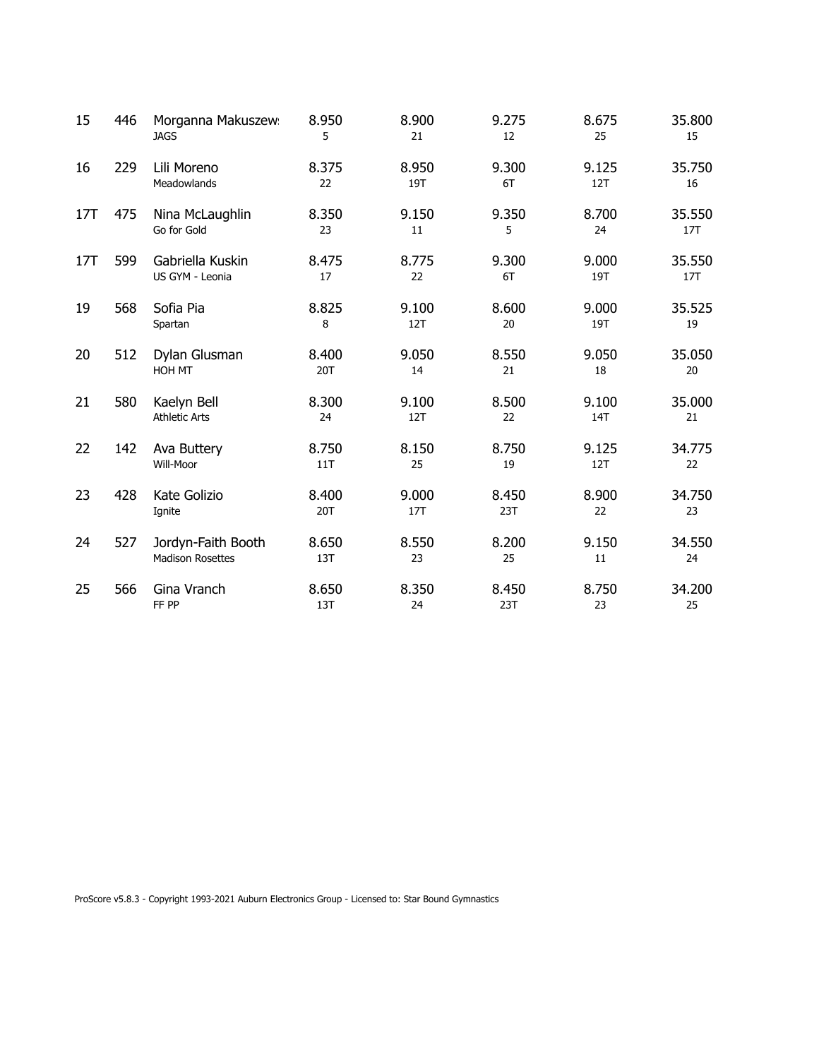| | | | | | | | |
|---|---|---|---|---|---|---|---|
| 15 | 446 | Morganna Makuszew: JAGS | 8.950 5 | 8.900 21 | 9.275 12 | 8.675 25 | 35.800 15 |
| 16 | 229 | Lili Moreno Meadowlands | 8.375 22 | 8.950 19T | 9.300 6T | 9.125 12T | 35.750 16 |
| 17T | 475 | Nina McLaughlin Go for Gold | 8.350 23 | 9.150 11 | 9.350 5 | 8.700 24 | 35.550 17T |
| 17T | 599 | Gabriella Kuskin US GYM - Leonia | 8.475 17 | 8.775 22 | 9.300 6T | 9.000 19T | 35.550 17T |
| 19 | 568 | Sofia Pia Spartan | 8.825 8 | 9.100 12T | 8.600 20 | 9.000 19T | 35.525 19 |
| 20 | 512 | Dylan Glusman HOH MT | 8.400 20T | 9.050 14 | 8.550 21 | 9.050 18 | 35.050 20 |
| 21 | 580 | Kaelyn Bell Athletic Arts | 8.300 24 | 9.100 12T | 8.500 22 | 9.100 14T | 35.000 21 |
| 22 | 142 | Ava Buttery Will-Moor | 8.750 11T | 8.150 25 | 8.750 19 | 9.125 12T | 34.775 22 |
| 23 | 428 | Kate Golizio Ignite | 8.400 20T | 9.000 17T | 8.450 23T | 8.900 22 | 34.750 23 |
| 24 | 527 | Jordyn-Faith Booth Madison Rosettes | 8.650 13T | 8.550 23 | 8.200 25 | 9.150 11 | 34.550 24 |
| 25 | 566 | Gina Vranch FF PP | 8.650 13T | 8.350 24 | 8.450 23T | 8.750 23 | 34.200 25 |

ProScore v5.8.3 - Copyright 1993-2021 Auburn Electronics Group - Licensed to: Star Bound Gymnastics